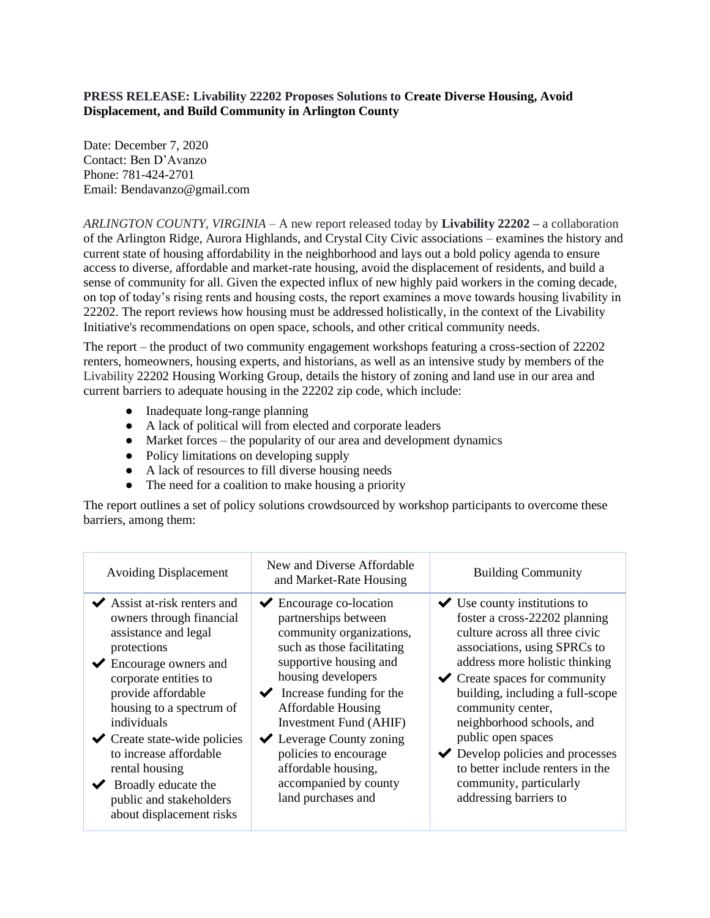**PRESS RELEASE: Livability 22202 Proposes Solutions to Create Diverse Housing, Avoid Displacement, and Build Community in Arlington County**

Date: December 7, 2020
Contact: Ben D'Avanzo
Phone: 781-424-2701
Email: Bendavanzo@gmail.com

*ARLINGTON COUNTY, VIRGINIA* – A new report released today by **Livability 22202 –** a collaboration of the Arlington Ridge, Aurora Highlands, and Crystal City Civic associations – examines the history and current state of housing affordability in the neighborhood and lays out a bold policy agenda to ensure access to diverse, affordable and market-rate housing, avoid the displacement of residents, and build a sense of community for all. Given the expected influx of new highly paid workers in the coming decade, on top of today's rising rents and housing costs, the report examines a move towards housing livability in 22202. The report reviews how housing must be addressed holistically, in the context of the Livability Initiative's recommendations on open space, schools, and other critical community needs.

The report – the product of two community engagement workshops featuring a cross-section of 22202 renters, homeowners, housing experts, and historians, as well as an intensive study by members of the Livability 22202 Housing Working Group, details the history of zoning and land use in our area and current barriers to adequate housing in the 22202 zip code, which include:

- Inadequate long-range planning
- A lack of political will from elected and corporate leaders
- Market forces – the popularity of our area and development dynamics
- Policy limitations on developing supply
- A lack of resources to fill diverse housing needs
- The need for a coalition to make housing a priority

The report outlines a set of policy solutions crowdsourced by workshop participants to overcome these barriers, among them:

| Avoiding Displacement | New and Diverse Affordable and Market-Rate Housing | Building Community |
| --- | --- | --- |
| ✔ Assist at-risk renters and owners through financial assistance and legal protections<br>✔ Encourage owners and corporate entities to provide affordable housing to a spectrum of individuals<br>✔ Create state-wide policies to increase affordable rental housing<br>✔ Broadly educate the public and stakeholders about displacement risks | ✔ Encourage co-location partnerships between community organizations, such as those facilitating supportive housing and housing developers<br>✔ Increase funding for the Affordable Housing Investment Fund (AHIF)<br>✔ Leverage County zoning policies to encourage affordable housing, accompanied by county land purchases and | ✔ Use county institutions to foster a cross-22202 planning culture across all three civic associations, using SPRCs to address more holistic thinking<br>✔ Create spaces for community building, including a full-scope community center, neighborhood schools, and public open spaces<br>✔ Develop policies and processes to better include renters in the community, particularly addressing barriers to |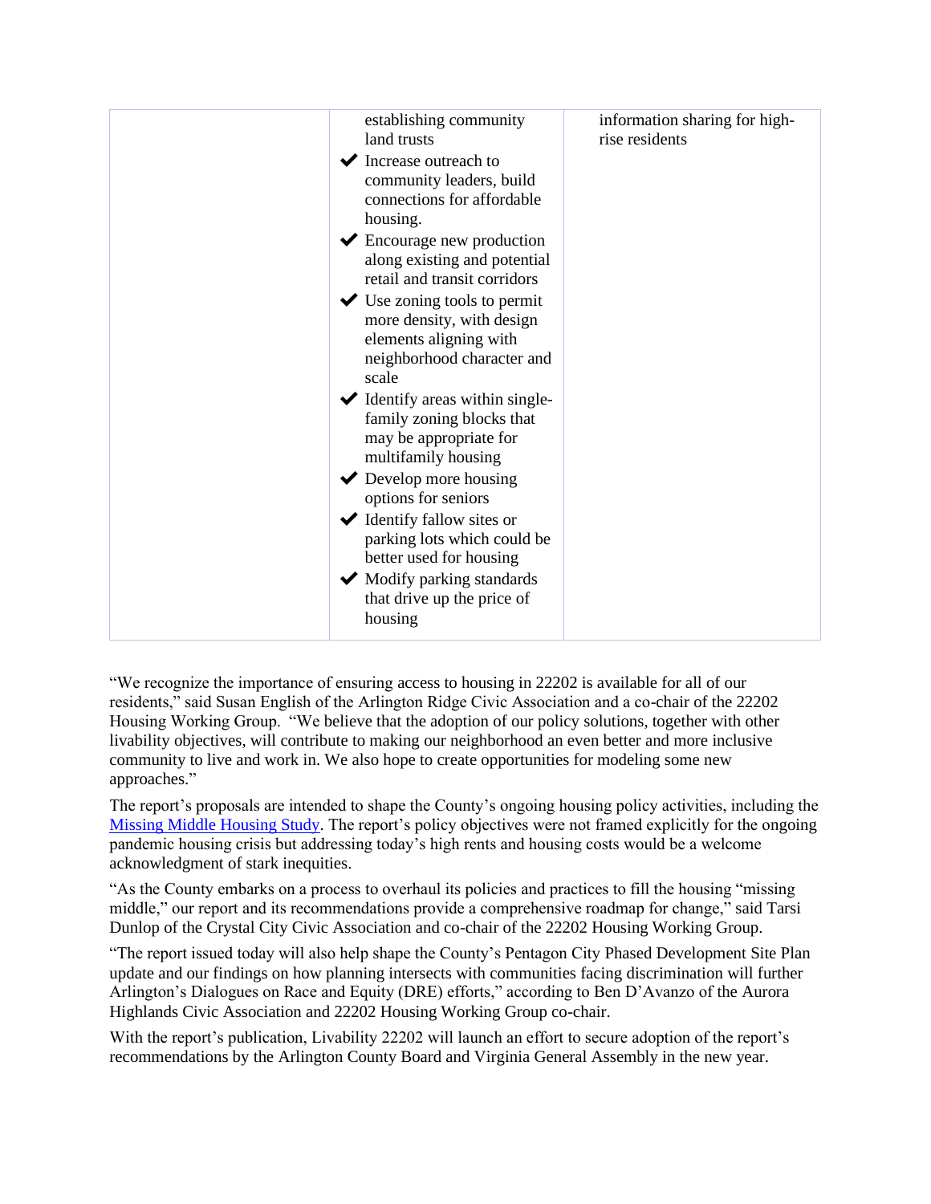| | establishing community land trusts<br>✔ Increase outreach to community leaders, build connections for affordable housing.<br>✔ Encourage new production along existing and potential retail and transit corridors<br>✔ Use zoning tools to permit more density, with design elements aligning with neighborhood character and scale<br>✔ Identify areas within single-family zoning blocks that may be appropriate for multifamily housing<br>✔ Develop more housing options for seniors<br>✔ Identify fallow sites or parking lots which could be better used for housing<br>✔ Modify parking standards that drive up the price of housing | information sharing for high-rise residents |
|---|---|---|

"We recognize the importance of ensuring access to housing in 22202 is available for all of our residents," said Susan English of the Arlington Ridge Civic Association and a co-chair of the 22202 Housing Working Group. "We believe that the adoption of our policy solutions, together with other livability objectives, will contribute to making our neighborhood an even better and more inclusive community to live and work in. We also hope to create opportunities for modeling some new approaches."

The report's proposals are intended to shape the County's ongoing housing policy activities, including the Missing Middle Housing Study. The report's policy objectives were not framed explicitly for the ongoing pandemic housing crisis but addressing today's high rents and housing costs would be a welcome acknowledgment of stark inequities.

"As the County embarks on a process to overhaul its policies and practices to fill the housing "missing middle," our report and its recommendations provide a comprehensive roadmap for change," said Tarsi Dunlop of the Crystal City Civic Association and co-chair of the 22202 Housing Working Group.

"The report issued today will also help shape the County's Pentagon City Phased Development Site Plan update and our findings on how planning intersects with communities facing discrimination will further Arlington's Dialogues on Race and Equity (DRE) efforts," according to Ben D'Avanzo of the Aurora Highlands Civic Association and 22202 Housing Working Group co-chair.

With the report's publication, Livability 22202 will launch an effort to secure adoption of the report's recommendations by the Arlington County Board and Virginia General Assembly in the new year.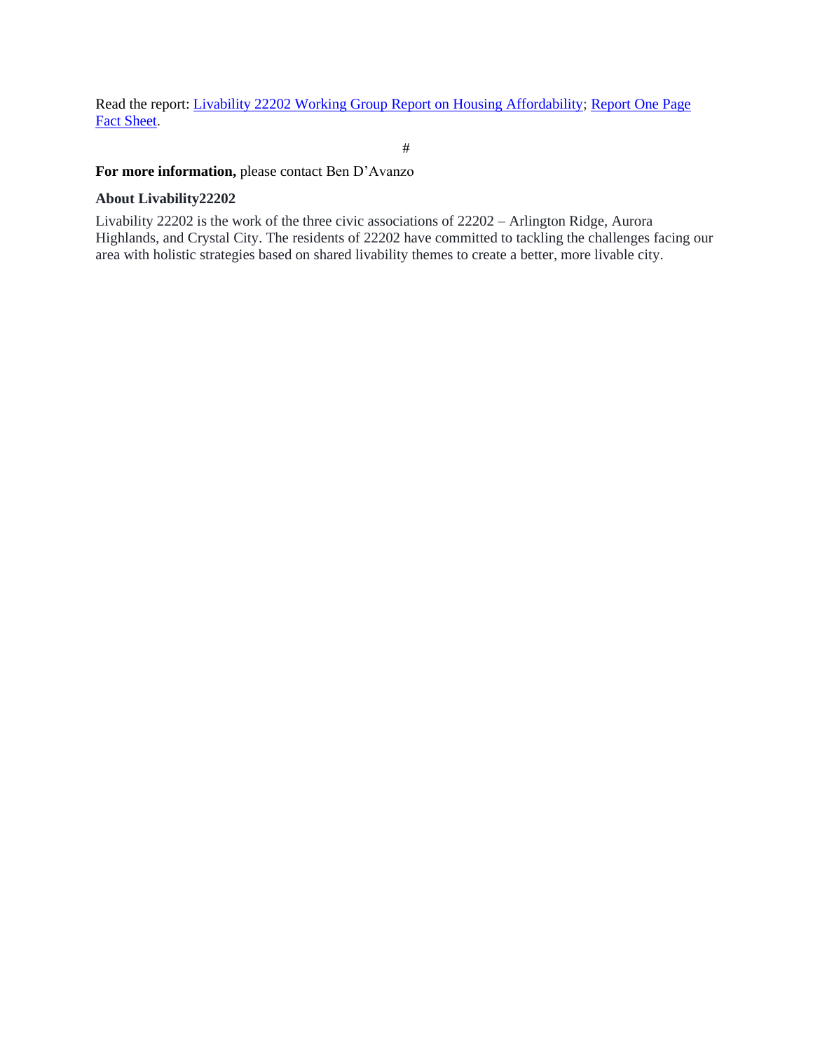Read the report: Livability 22202 Working Group Report on Housing Affordability; Report One Page Fact Sheet.

#

**For more information,** please contact Ben D'Avanzo

**About Livability22202**

Livability 22202 is the work of the three civic associations of 22202 – Arlington Ridge, Aurora Highlands, and Crystal City. The residents of 22202 have committed to tackling the challenges facing our area with holistic strategies based on shared livability themes to create a better, more livable city.